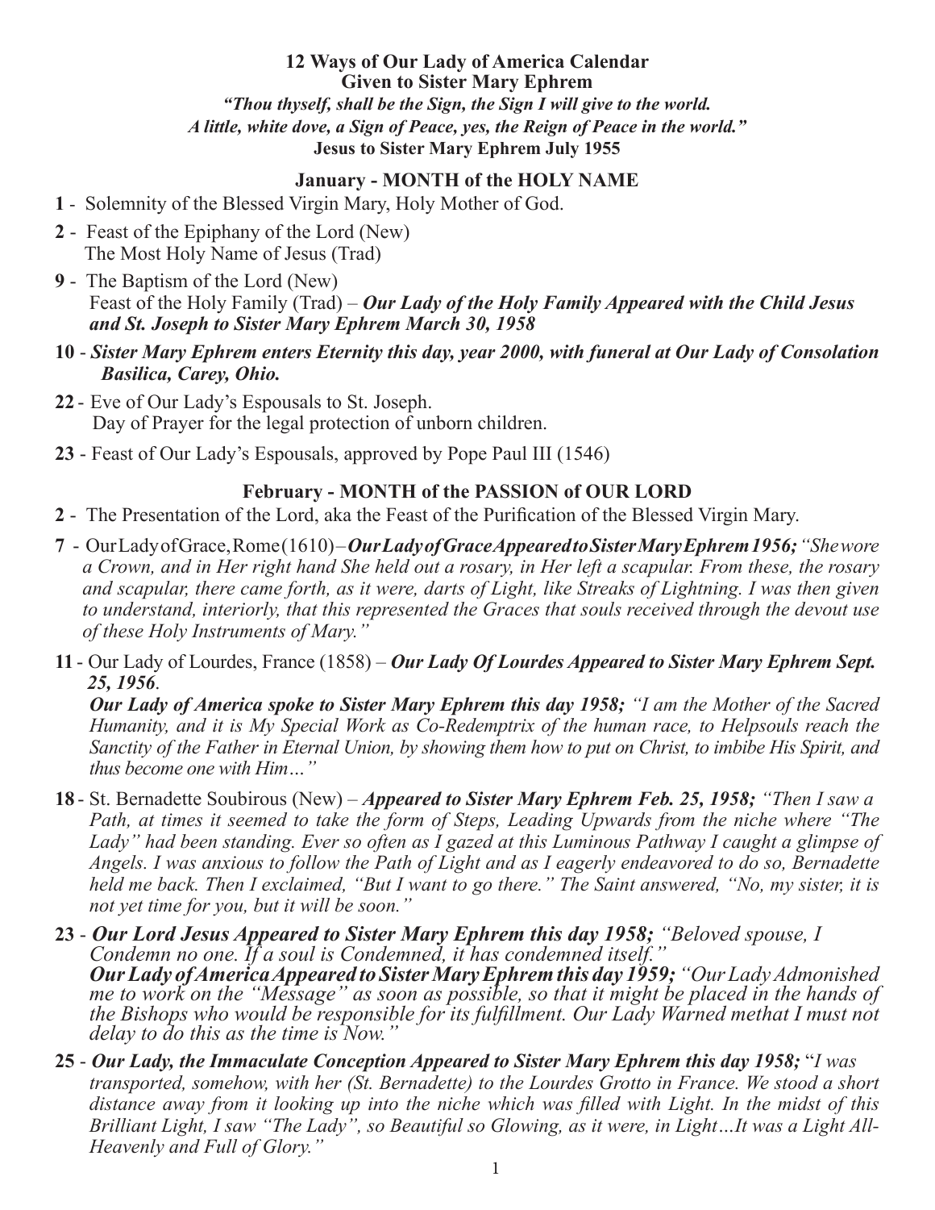**12 Ways of Our Lady of America Calendar**
**Given to Sister Mary Ephrem**

***"Thou thyself, shall be the Sign, the Sign I will give to the world.***
***A little, white dove, a Sign of Peace, yes, the Reign of Peace in the world."***
**Jesus to Sister Mary Ephrem July 1955**

## January - MONTH of the HOLY NAME

**1** - Solemnity of the Blessed Virgin Mary, Holy Mother of God.

**2** - Feast of the Epiphany of the Lord (New)
The Most Holy Name of Jesus (Trad)

**9** - The Baptism of the Lord (New)
Feast of the Holy Family (Trad) – ***Our Lady of the Holy Family Appeared with the Child Jesus and St. Joseph to Sister Mary Ephrem March 30, 1958***

**10** - ***Sister Mary Ephrem enters Eternity this day, year 2000, with funeral at Our Lady of Consolation Basilica, Carey, Ohio.***

**22** - Eve of Our Lady's Espousals to St. Joseph.
Day of Prayer for the legal protection of unborn children.

**23** - Feast of Our Lady's Espousals, approved by Pope Paul III (1546)

## February - MONTH of the PASSION of OUR LORD

**2** - The Presentation of the Lord, aka the Feast of the Purification of the Blessed Virgin Mary.

**7** - Our Lady of Grace, Rome (1610) – ***Our Lady of Grace Appeared to Sister Mary Ephrem 1956;*** *"She wore a Crown, and in Her right hand She held out a rosary, in Her left a scapular. From these, the rosary and scapular, there came forth, as it were, darts of Light, like Streaks of Lightning. I was then given to understand, interiorly, that this represented the Graces that souls received through the devout use of these Holy Instruments of Mary."*

**11** - Our Lady of Lourdes, France (1858) – ***Our Lady Of Lourdes Appeared to Sister Mary Ephrem Sept. 25, 1956***.
***Our Lady of America spoke to Sister Mary Ephrem this day 1958;*** *"I am the Mother of the Sacred Humanity, and it is My Special Work as Co-Redemptrix of the human race, to Helpsouls reach the Sanctity of the Father in Eternal Union, by showing them how to put on Christ, to imbibe His Spirit, and thus become one with Him…"*

**18** - St. Bernadette Soubirous (New) – ***Appeared to Sister Mary Ephrem Feb. 25, 1958;*** *"Then I saw a Path, at times it seemed to take the form of Steps, Leading Upwards from the niche where "The Lady" had been standing. Ever so often as I gazed at this Luminous Pathway I caught a glimpse of Angels. I was anxious to follow the Path of Light and as I eagerly endeavored to do so, Bernadette held me back. Then I exclaimed, "But I want to go there." The Saint answered, "No, my sister, it is not yet time for you, but it will be soon."*

**23** - ***Our Lord Jesus Appeared to Sister Mary Ephrem this day 1958;*** *"Beloved spouse, I Condemn no one. If a soul is Condemned, it has condemned itself."*
***Our Lady of America Appeared to Sister Mary Ephrem this day 1959;*** *"Our Lady Admonished me to work on the "Message" as soon as possible, so that it might be placed in the hands of the Bishops who would be responsible for its fulfillment. Our Lady Warned methat I must not delay to do this as the time is Now."*

**25** - ***Our Lady, the Immaculate Conception Appeared to Sister Mary Ephrem this day 1958;*** "*I was transported, somehow, with her (St. Bernadette) to the Lourdes Grotto in France. We stood a short distance away from it looking up into the niche which was filled with Light. In the midst of this Brilliant Light, I saw "The Lady", so Beautiful so Glowing, as it were, in Light…It was a Light All-Heavenly and Full of Glory."*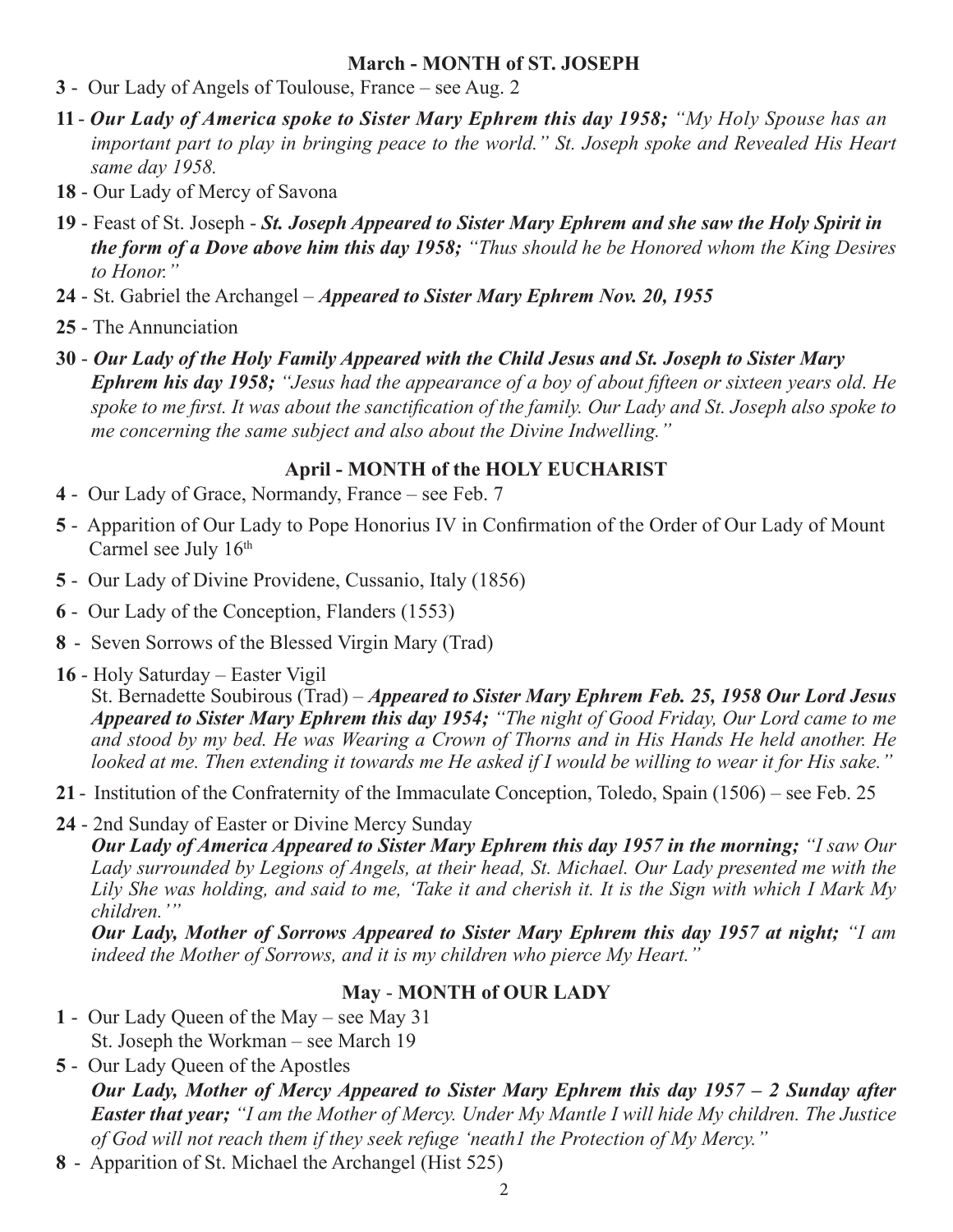## March - MONTH of ST. JOSEPH

**3** - Our Lady of Angels of Toulouse, France – see Aug. 2

**11** - ***Our Lady of America spoke to Sister Mary Ephrem this day 1958;*** *"My Holy Spouse has an important part to play in bringing peace to the world." St. Joseph spoke and Revealed His Heart same day 1958.*

**18** - Our Lady of Mercy of Savona

**19** - Feast of St. Joseph - ***St. Joseph Appeared to Sister Mary Ephrem and she saw the Holy Spirit in the form of a Dove above him this day 1958;*** *"Thus should he be Honored whom the King Desires to Honor."*

**24** - St. Gabriel the Archangel – ***Appeared to Sister Mary Ephrem Nov. 20, 1955***

**25** - The Annunciation

**30** - ***Our Lady of the Holy Family Appeared with the Child Jesus and St. Joseph to Sister Mary Ephrem his day 1958;*** *"Jesus had the appearance of a boy of about fifteen or sixteen years old. He spoke to me first. It was about the sanctification of the family. Our Lady and St. Joseph also spoke to me concerning the same subject and also about the Divine Indwelling."*

## April - MONTH of the HOLY EUCHARIST

**4** - Our Lady of Grace, Normandy, France – see Feb. 7

**5** - Apparition of Our Lady to Pope Honorius IV in Confirmation of the Order of Our Lady of Mount Carmel see July 16th

**5** - Our Lady of Divine Providene, Cussanio, Italy (1856)

**6** - Our Lady of the Conception, Flanders (1553)

**8** - Seven Sorrows of the Blessed Virgin Mary (Trad)

**16** - Holy Saturday – Easter Vigil
St. Bernadette Soubirous (Trad) – ***Appeared to Sister Mary Ephrem Feb. 25, 1958 Our Lord Jesus Appeared to Sister Mary Ephrem this day 1954;*** *"The night of Good Friday, Our Lord came to me and stood by my bed. He was Wearing a Crown of Thorns and in His Hands He held another. He looked at me. Then extending it towards me He asked if I would be willing to wear it for His sake."*

**21** - Institution of the Confraternity of the Immaculate Conception, Toledo, Spain (1506) – see Feb. 25

**24** - 2nd Sunday of Easter or Divine Mercy Sunday
***Our Lady of America Appeared to Sister Mary Ephrem this day 1957 in the morning;*** *"I saw Our Lady surrounded by Legions of Angels, at their head, St. Michael. Our Lady presented me with the Lily She was holding, and said to me, 'Take it and cherish it. It is the Sign with which I Mark My children.'"*
***Our Lady, Mother of Sorrows Appeared to Sister Mary Ephrem this day 1957 at night;*** *"I am indeed the Mother of Sorrows, and it is my children who pierce My Heart."*

## May - MONTH of OUR LADY

**1** - Our Lady Queen of the May – see May 31
St. Joseph the Workman – see March 19

**5** - Our Lady Queen of the Apostles
***Our Lady, Mother of Mercy Appeared to Sister Mary Ephrem this day 1957 – 2 Sunday after Easter that year;*** *"I am the Mother of Mercy. Under My Mantle I will hide My children. The Justice of God will not reach them if they seek refuge 'neath1 the Protection of My Mercy."*

**8** - Apparition of St. Michael the Archangel (Hist 525)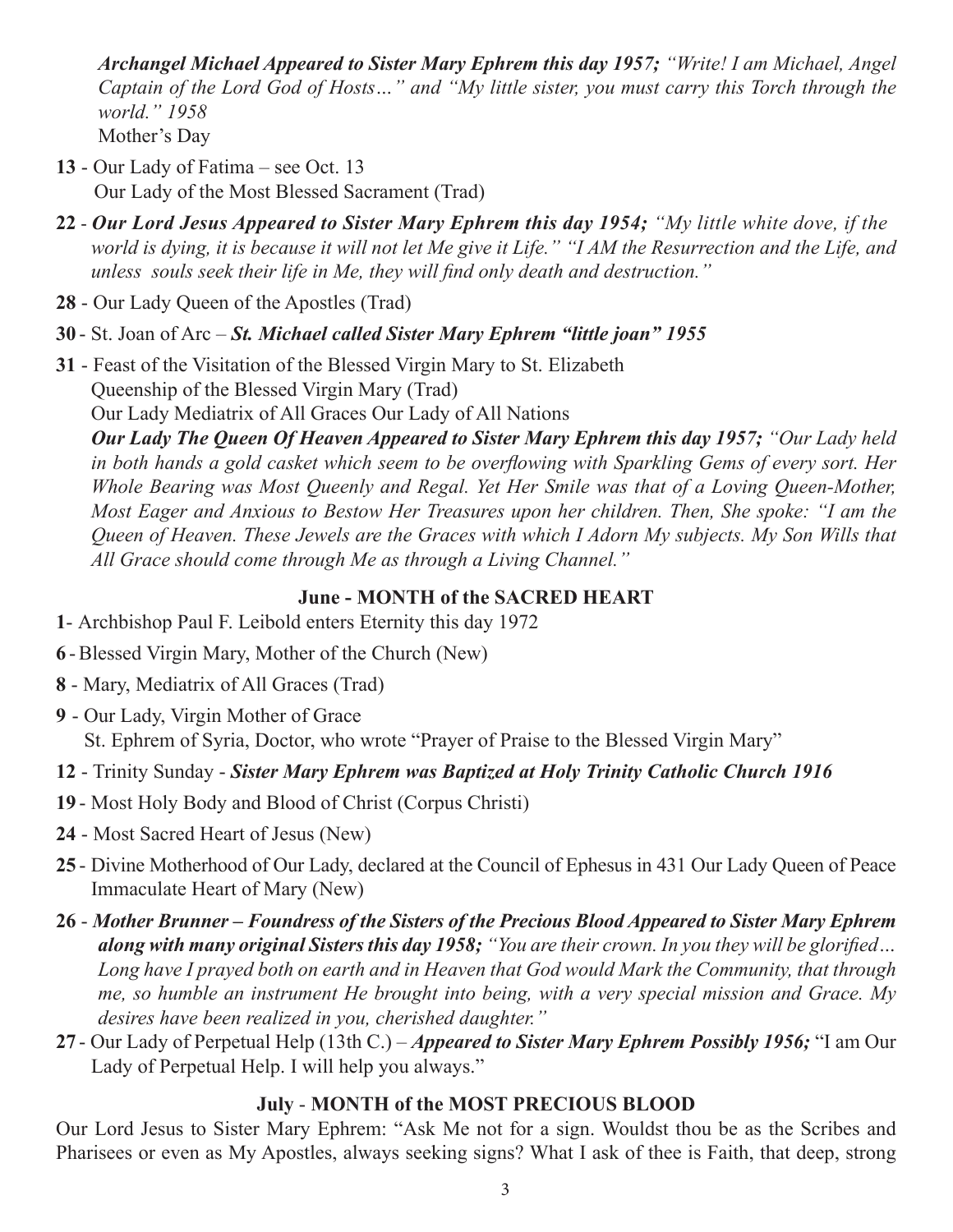*Archangel Michael Appeared to Sister Mary Ephrem this day 1957; "Write! I am Michael, Angel Captain of the Lord God of Hosts…" and "My little sister, you must carry this Torch through the world." 1958*
Mother's Day

**13** - Our Lady of Fatima – see Oct. 13
Our Lady of the Most Blessed Sacrament (Trad)

**22** - ***Our Lord Jesus Appeared to Sister Mary Ephrem this day 1954;*** *"My little white dove, if the world is dying, it is because it will not let Me give it Life." "I AM the Resurrection and the Life, and unless souls seek their life in Me, they will find only death and destruction."*

**28** - Our Lady Queen of the Apostles (Trad)

**30** - St. Joan of Arc – ***St. Michael called Sister Mary Ephrem "little joan" 1955***

**31** - Feast of the Visitation of the Blessed Virgin Mary to St. Elizabeth
Queenship of the Blessed Virgin Mary (Trad)
Our Lady Mediatrix of All Graces Our Lady of All Nations
***Our Lady The Queen Of Heaven Appeared to Sister Mary Ephrem this day 1957;*** *"Our Lady held in both hands a gold casket which seem to be overflowing with Sparkling Gems of every sort. Her Whole Bearing was Most Queenly and Regal. Yet Her Smile was that of a Loving Queen-Mother, Most Eager and Anxious to Bestow Her Treasures upon her children. Then, She spoke: "I am the Queen of Heaven. These Jewels are the Graces with which I Adorn My subjects. My Son Wills that All Grace should come through Me as through a Living Channel."*

## June - MONTH of the SACRED HEART

**1**- Archbishop Paul F. Leibold enters Eternity this day 1972

**6** - Blessed Virgin Mary, Mother of the Church (New)

**8** - Mary, Mediatrix of All Graces (Trad)

**9** - Our Lady, Virgin Mother of Grace
St. Ephrem of Syria, Doctor, who wrote "Prayer of Praise to the Blessed Virgin Mary"

**12** - Trinity Sunday - ***Sister Mary Ephrem was Baptized at Holy Trinity Catholic Church 1916***

**19** - Most Holy Body and Blood of Christ (Corpus Christi)

**24** - Most Sacred Heart of Jesus (New)

**25** - Divine Motherhood of Our Lady, declared at the Council of Ephesus in 431 Our Lady Queen of Peace
Immaculate Heart of Mary (New)

**26** - ***Mother Brunner – Foundress of the Sisters of the Precious Blood Appeared to Sister Mary Ephrem along with many original Sisters this day 1958;*** *"You are their crown. In you they will be glorified… Long have I prayed both on earth and in Heaven that God would Mark the Community, that through me, so humble an instrument He brought into being, with a very special mission and Grace. My desires have been realized in you, cherished daughter."*

**27** - Our Lady of Perpetual Help (13th C.) – ***Appeared to Sister Mary Ephrem Possibly 1956;*** "I am Our Lady of Perpetual Help. I will help you always."

## July - MONTH of the MOST PRECIOUS BLOOD

Our Lord Jesus to Sister Mary Ephrem: "Ask Me not for a sign. Wouldst thou be as the Scribes and Pharisees or even as My Apostles, always seeking signs? What I ask of thee is Faith, that deep, strong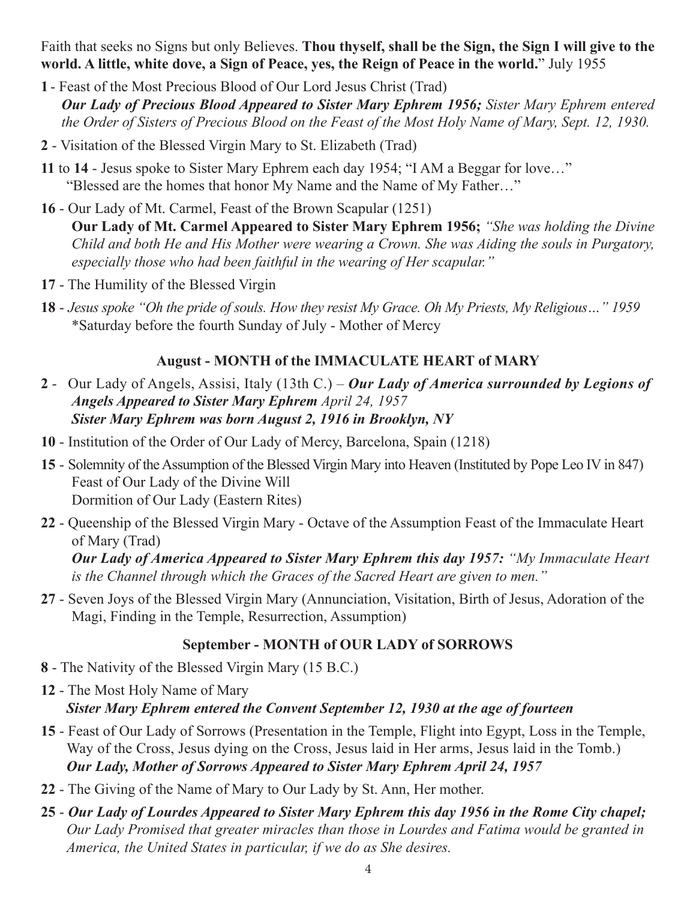Faith that seeks no Signs but only Believes. **Thou thyself, shall be the Sign, the Sign I will give to the world. A little, white dove, a Sign of Peace, yes, the Reign of Peace in the world.**" July 1955

**1** - Feast of the Most Precious Blood of Our Lord Jesus Christ (Trad)
***Our Lady of Precious Blood Appeared to Sister Mary Ephrem 1956;*** *Sister Mary Ephrem entered the Order of Sisters of Precious Blood on the Feast of the Most Holy Name of Mary, Sept. 12, 1930.*

**2** - Visitation of the Blessed Virgin Mary to St. Elizabeth (Trad)

**11** to **14** - Jesus spoke to Sister Mary Ephrem each day 1954; "I AM a Beggar for love…"
"Blessed are the homes that honor My Name and the Name of My Father…"

**16** - Our Lady of Mt. Carmel, Feast of the Brown Scapular (1251)
**Our Lady of Mt. Carmel Appeared to Sister Mary Ephrem 1956;** *"She was holding the Divine Child and both He and His Mother were wearing a Crown. She was Aiding the souls in Purgatory, especially those who had been faithful in the wearing of Her scapular."*

**17** - The Humility of the Blessed Virgin

**18** - *Jesus spoke "Oh the pride of souls. How they resist My Grace. Oh My Priests, My Religious…" 1959*
*Saturday before the fourth Sunday of July - Mother of Mercy

### August - MONTH of the IMMACULATE HEART of MARY

**2** - Our Lady of Angels, Assisi, Italy (13th C.) – ***Our Lady of America surrounded by Legions of Angels Appeared to Sister Mary Ephrem*** *April 24, 1957*
***Sister Mary Ephrem was born August 2, 1916 in Brooklyn, NY***

**10** - Institution of the Order of Our Lady of Mercy, Barcelona, Spain (1218)

**15** - Solemnity of the Assumption of the Blessed Virgin Mary into Heaven (Instituted by Pope Leo IV in 847)
Feast of Our Lady of the Divine Will
Dormition of Our Lady (Eastern Rites)

**22** - Queenship of the Blessed Virgin Mary - Octave of the Assumption Feast of the Immaculate Heart of Mary (Trad)
***Our Lady of America Appeared to Sister Mary Ephrem this day 1957:*** *"My Immaculate Heart is the Channel through which the Graces of the Sacred Heart are given to men."*

**27** - Seven Joys of the Blessed Virgin Mary (Annunciation, Visitation, Birth of Jesus, Adoration of the Magi, Finding in the Temple, Resurrection, Assumption)

### September - MONTH of OUR LADY of SORROWS

**8** - The Nativity of the Blessed Virgin Mary (15 B.C.)

**12** - The Most Holy Name of Mary
***Sister Mary Ephrem entered the Convent September 12, 1930 at the age of fourteen***

**15** - Feast of Our Lady of Sorrows (Presentation in the Temple, Flight into Egypt, Loss in the Temple, Way of the Cross, Jesus dying on the Cross, Jesus laid in Her arms, Jesus laid in the Tomb.)
***Our Lady, Mother of Sorrows Appeared to Sister Mary Ephrem April 24, 1957***

**22** - The Giving of the Name of Mary to Our Lady by St. Ann, Her mother.

**25** - ***Our Lady of Lourdes Appeared to Sister Mary Ephrem this day 1956 in the Rome City chapel;*** *Our Lady Promised that greater miracles than those in Lourdes and Fatima would be granted in America, the United States in particular, if we do as She desires.*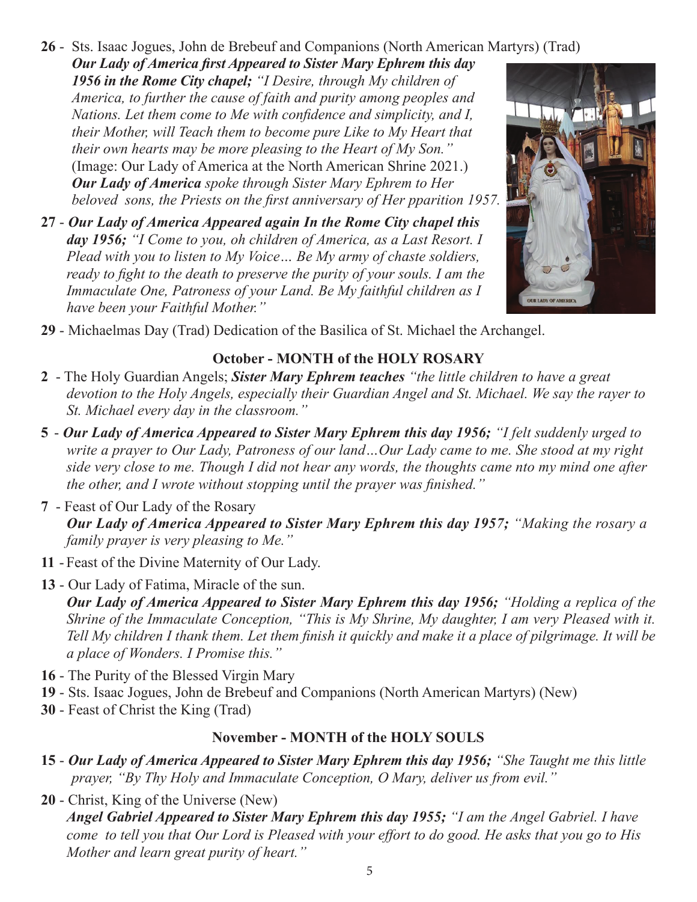**26** - Sts. Isaac Jogues, John de Brebeuf and Companions (North American Martyrs) (Trad)
***Our Lady of America first Appeared to Sister Mary Ephrem this day 1956 in the Rome City chapel;*** *"I Desire, through My children of America, to further the cause of faith and purity among peoples and Nations. Let them come to Me with confidence and simplicity, and I, their Mother, will Teach them to become pure Like to My Heart that their own hearts may be more pleasing to the Heart of My Son."* (Image: Our Lady of America at the North American Shrine 2021.)
***Our Lady of America*** *spoke through Sister Mary Ephrem to Her beloved sons, the Priests on the first anniversary of Her pparition 1957.*

**27** - ***Our Lady of America Appeared again In the Rome City chapel this day 1956;*** *"I Come to you, oh children of America, as a Last Resort. I Plead with you to listen to My Voice… Be My army of chaste soldiers, ready to fight to the death to preserve the purity of your souls. I am the Immaculate One, Patroness of your Land. Be My faithful children as I have been your Faithful Mother."*

**29** - Michaelmas Day (Trad) Dedication of the Basilica of St. Michael the Archangel.

### October - MONTH of the HOLY ROSARY

**2** - The Holy Guardian Angels; ***Sister Mary Ephrem teaches*** *"the little children to have a great devotion to the Holy Angels, especially their Guardian Angel and St. Michael. We say the rayer to St. Michael every day in the classroom."*

**5** - ***Our Lady of America Appeared to Sister Mary Ephrem this day 1956;*** *"I felt suddenly urged to write a prayer to Our Lady, Patroness of our land…Our Lady came to me. She stood at my right side very close to me. Though I did not hear any words, the thoughts came nto my mind one after the other, and I wrote without stopping until the prayer was finished."*

**7** - Feast of Our Lady of the Rosary
***Our Lady of America Appeared to Sister Mary Ephrem this day 1957;*** *"Making the rosary a family prayer is very pleasing to Me."*

**11** - Feast of the Divine Maternity of Our Lady.

**13** - Our Lady of Fatima, Miracle of the sun.
***Our Lady of America Appeared to Sister Mary Ephrem this day 1956;*** *"Holding a replica of the Shrine of the Immaculate Conception, "This is My Shrine, My daughter, I am very Pleased with it. Tell My children I thank them. Let them finish it quickly and make it a place of pilgrimage. It will be a place of Wonders. I Promise this."*

**16** - The Purity of the Blessed Virgin Mary

**19** - Sts. Isaac Jogues, John de Brebeuf and Companions (North American Martyrs) (New)

**30** - Feast of Christ the King (Trad)

### November - MONTH of the HOLY SOULS

**15** - ***Our Lady of America Appeared to Sister Mary Ephrem this day 1956;*** *"She Taught me this little prayer, "By Thy Holy and Immaculate Conception, O Mary, deliver us from evil."*

**20** - Christ, King of the Universe (New)
***Angel Gabriel Appeared to Sister Mary Ephrem this day 1955;*** *"I am the Angel Gabriel. I have come to tell you that Our Lord is Pleased with your effort to do good. He asks that you go to His Mother and learn great purity of heart."*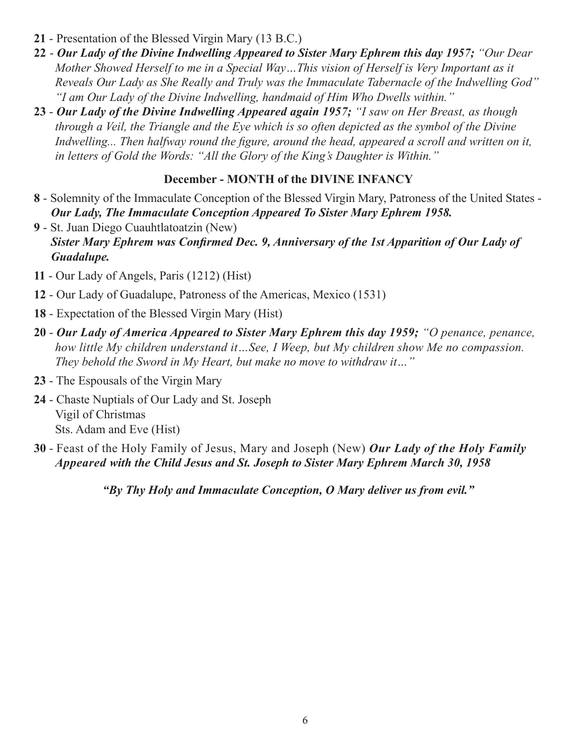**21** - Presentation of the Blessed Virgin Mary (13 B.C.)

**22** - ***Our Lady of the Divine Indwelling Appeared to Sister Mary Ephrem this day 1957;*** *"Our Dear Mother Showed Herself to me in a Special Way…This vision of Herself is Very Important as it Reveals Our Lady as She Really and Truly was the Immaculate Tabernacle of the Indwelling God" "I am Our Lady of the Divine Indwelling, handmaid of Him Who Dwells within."*

**23** - ***Our Lady of the Divine Indwelling Appeared again 1957;*** *"I saw on Her Breast, as though through a Veil, the Triangle and the Eye which is so often depicted as the symbol of the Divine Indwelling... Then halfway round the figure, around the head, appeared a scroll and written on it, in letters of Gold the Words: "All the Glory of the King's Daughter is Within."*

**December - MONTH of the DIVINE INFANCY**

**8** - Solemnity of the Immaculate Conception of the Blessed Virgin Mary, Patroness of the United States - ***Our Lady, The Immaculate Conception Appeared To Sister Mary Ephrem 1958.***

**9** - St. Juan Diego Cuauhtlatoatzin (New)
***Sister Mary Ephrem was Confirmed Dec. 9, Anniversary of the 1st Apparition of Our Lady of Guadalupe.***

**11** - Our Lady of Angels, Paris (1212) (Hist)

**12** - Our Lady of Guadalupe, Patroness of the Americas, Mexico (1531)

**18** - Expectation of the Blessed Virgin Mary (Hist)

**20** - ***Our Lady of America Appeared to Sister Mary Ephrem this day 1959;*** *"O penance, penance, how little My children understand it…See, I Weep, but My children show Me no compassion. They behold the Sword in My Heart, but make no move to withdraw it…"*

**23** - The Espousals of the Virgin Mary

**24** - Chaste Nuptials of Our Lady and St. Joseph
Vigil of Christmas
Sts. Adam and Eve (Hist)

**30** - Feast of the Holy Family of Jesus, Mary and Joseph (New) ***Our Lady of the Holy Family Appeared with the Child Jesus and St. Joseph to Sister Mary Ephrem March 30, 1958***

***"By Thy Holy and Immaculate Conception, O Mary deliver us from evil."***